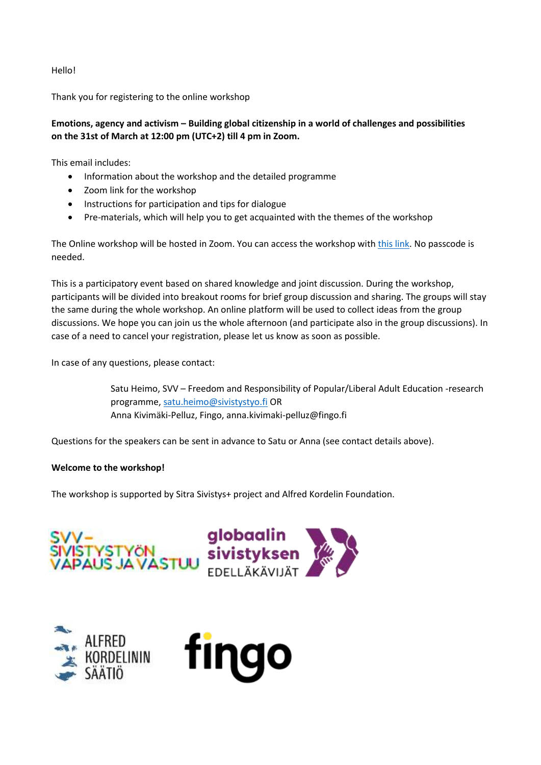Hello!

Thank you for registering to the online workshop

**Emotions, agency and activism – Building global citizenship in a world of challenges and possibilities on the 31st of March at 12:00 pm (UTC+2) till 4 pm in Zoom.**

This email includes:

- Information about the workshop and the detailed programme
- Zoom link for the workshop
- Instructions for participation and tips for dialogue
- Pre-materials, which will help you to get acquainted with the themes of the workshop

The Online workshop will be hosted in Zoom. You can access the workshop with this link. No passcode is needed.

This is a participatory event based on shared knowledge and joint discussion. During the workshop, participants will be divided into breakout rooms for brief group discussion and sharing. The groups will stay the same during the whole workshop. An online platform will be used to collect ideas from the group discussions. We hope you can join us the whole afternoon (and participate also in the group discussions). In case of a need to cancel your registration, please let us know as soon as possible.

In case of any questions, please contact:

> Satu Heimo, SVV – Freedom and Responsibility of Popular/Liberal Adult Education -research programme, satu.heimo@sivistystyo.fi OR
> Anna Kivimäki-Pelluz, Fingo, anna.kivimaki-pelluz@fingo.fi

Questions for the speakers can be sent in advance to Satu or Anna (see contact details above).

**Welcome to the workshop!**

The workshop is supported by Sitra Sivistys+ project and Alfred Kordelin Foundation.

SVV – SIVISTYSTYÖN VAPAUS JA VASTUU

globaalin sivistyksen EDELLÄKÄVIJÄT

ALFRED KORDELININ SÄÄTIÖ

fingo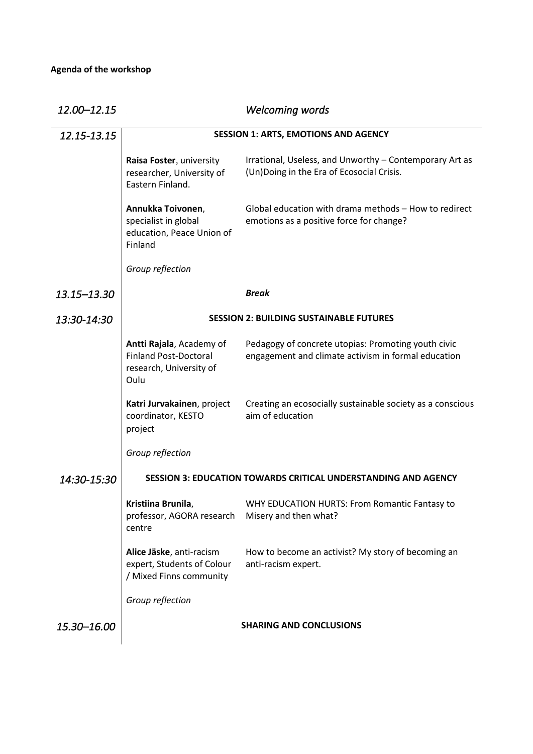**Agenda of the workshop**

| | | |
|---|---|---|
| *12.00–12.15* | *Welcoming words* | |
| *12.15-13.15* | **SESSION 1: ARTS, EMOTIONS AND AGENCY** | |
| | **Raisa Foster**, university researcher, University of Eastern Finland. | Irrational, Useless, and Unworthy – Contemporary Art as (Un)Doing in the Era of Ecosocial Crisis. |
| | **Annukka Toivonen**, specialist in global education, Peace Union of Finland | Global education with drama methods – How to redirect emotions as a positive force for change? |
| | *Group reflection* | |
| *13.15–13.30* | ***Break*** | |
| *13:30-14:30* | **SESSION 2: BUILDING SUSTAINABLE FUTURES** | |
| | **Antti Rajala**, Academy of Finland Post-Doctoral research, University of Oulu | Pedagogy of concrete utopias: Promoting youth civic engagement and climate activism in formal education |
| | **Katri Jurvakainen**, project coordinator, KESTO project | Creating an ecosocially sustainable society as a conscious aim of education |
| | *Group reflection* | |
| *14:30-15:30* | **SESSION 3: EDUCATION TOWARDS CRITICAL UNDERSTANDING AND AGENCY** | |
| | **Kristiina Brunila**, professor, AGORA research centre | WHY EDUCATION HURTS: From Romantic Fantasy to Misery and then what? |
| | **Alice Jäske**, anti-racism expert, Students of Colour / Mixed Finns community | How to become an activist? My story of becoming an anti-racism expert. |
| | *Group reflection* | |
| *15.30–16.00* | **SHARING AND CONCLUSIONS** | |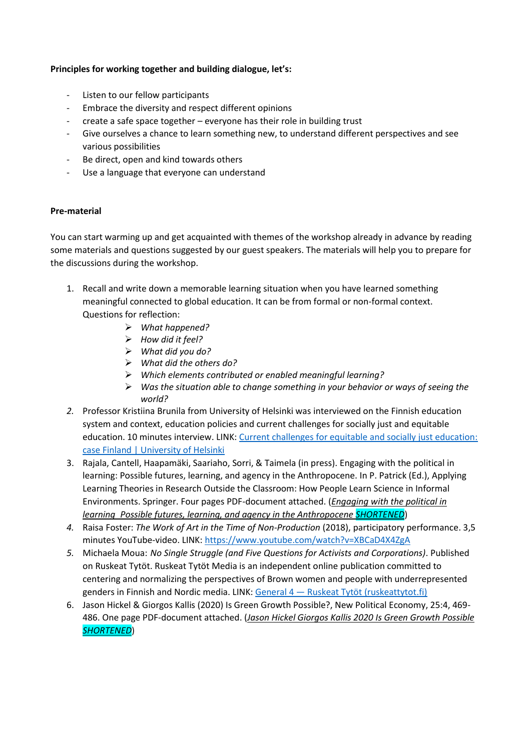**Principles for working together and building dialogue, let's:**

- Listen to our fellow participants
- Embrace the diversity and respect different opinions
- create a safe space together – everyone has their role in building trust
- Give ourselves a chance to learn something new, to understand different perspectives and see various possibilities
- Be direct, open and kind towards others
- Use a language that everyone can understand

**Pre-material**

You can start warming up and get acquainted with themes of the workshop already in advance by reading some materials and questions suggested by our guest speakers. The materials will help you to prepare for the discussions during the workshop.

1. Recall and write down a memorable learning situation when you have learned something meaningful connected to global education. It can be from formal or non-formal context. Questions for reflection:
   - *What happened?*
   - *How did it feel?*
   - *What did you do?*
   - *What did the others do?*
   - *Which elements contributed or enabled meaningful learning?*
   - *Was the situation able to change something in your behavior or ways of seeing the world?*
2. Professor Kristiina Brunila from University of Helsinki was interviewed on the Finnish education system and context, education policies and current challenges for socially just and equitable education. 10 minutes interview. LINK: Current challenges for equitable and socially just education: case Finland | University of Helsinki
3. Rajala, Cantell, Haapamäki, Saariaho, Sorri, & Taimela (in press). Engaging with the political in learning: Possible futures, learning, and agency in the Anthropocene. In P. Patrick (Ed.), Applying Learning Theories in Research Outside the Classroom: How People Learn Science in Informal Environments. Springer. Four pages PDF-document attached. (*Engaging with the political in learning Possible futures, learning, and agency in the Anthropocene SHORTENED*)
4. Raisa Foster: *The Work of Art in the Time of Non-Production* (2018), participatory performance. 3,5 minutes YouTube-video. LINK: https://www.youtube.com/watch?v=XBCaD4X4ZgA
5. Michaela Moua: *No Single Struggle (and Five Questions for Activists and Corporations)*. Published on Ruskeat Tytöt. Ruskeat Tytöt Media is an independent online publication committed to centering and normalizing the perspectives of Brown women and people with underrepresented genders in Finnish and Nordic media. LINK: General 4 — Ruskeat Tytöt (ruskeattytot.fi)
6. Jason Hickel & Giorgos Kallis (2020) Is Green Growth Possible?, New Political Economy, 25:4, 469-486. One page PDF-document attached. (*Jason Hickel Giorgos Kallis 2020 Is Green Growth Possible SHORTENED*)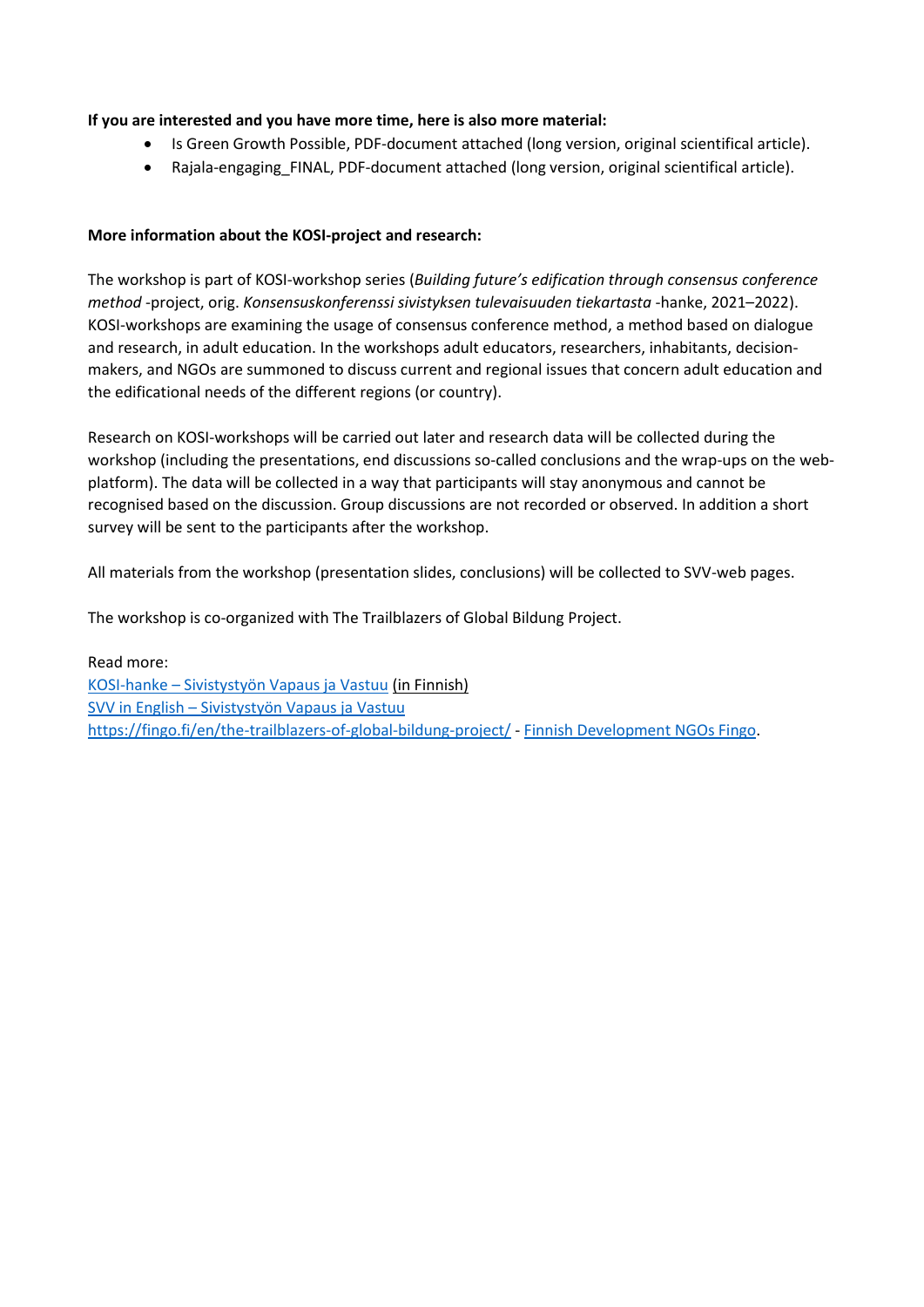**If you are interested and you have more time, here is also more material:**

- Is Green Growth Possible, PDF-document attached (long version, original scientifical article).
- Rajala-engaging_FINAL, PDF-document attached (long version, original scientifical article).

**More information about the KOSI-project and research:**

The workshop is part of KOSI-workshop series (*Building future's edification through consensus conference method* -project, orig. *Konsensuskonferenssi sivistyksen tulevaisuuden tiekartasta* -hanke, 2021–2022). KOSI-workshops are examining the usage of consensus conference method, a method based on dialogue and research, in adult education. In the workshops adult educators, researchers, inhabitants, decision-makers, and NGOs are summoned to discuss current and regional issues that concern adult education and the edificational needs of the different regions (or country).

Research on KOSI-workshops will be carried out later and research data will be collected during the workshop (including the presentations, end discussions so-called conclusions and the wrap-ups on the web-platform). The data will be collected in a way that participants will stay anonymous and cannot be recognised based on the discussion. Group discussions are not recorded or observed. In addition a short survey will be sent to the participants after the workshop.

All materials from the workshop (presentation slides, conclusions) will be collected to SVV-web pages.

The workshop is co-organized with The Trailblazers of Global Bildung Project.

Read more:
KOSI-hanke – Sivistystyön Vapaus ja Vastuu (in Finnish)
SVV in English – Sivistystyön Vapaus ja Vastuu
https://fingo.fi/en/the-trailblazers-of-global-bildung-project/ - Finnish Development NGOs Fingo.